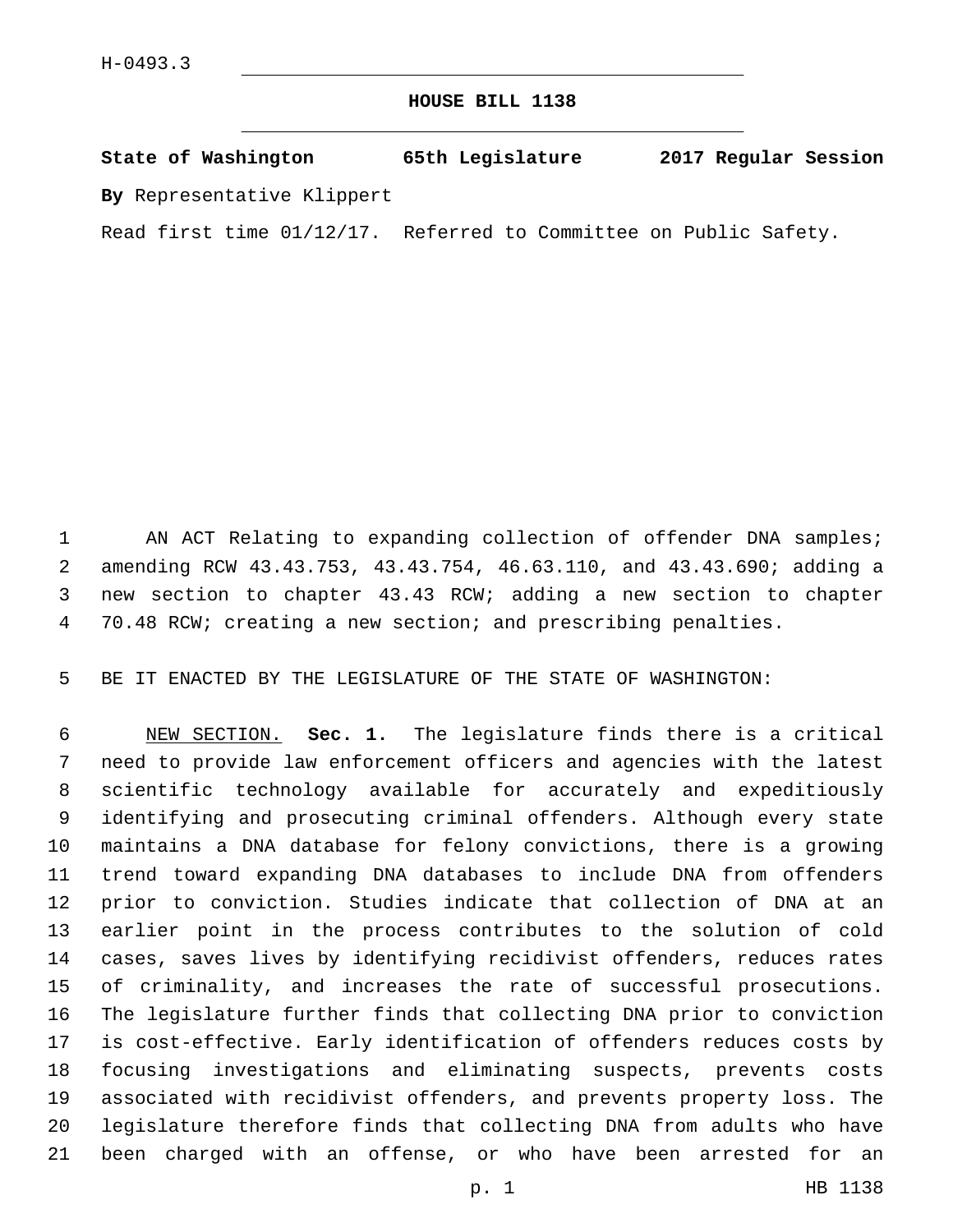H-0493.3

# HOUSE BILL 1138

**State of Washington 65th Legislature 2017 Regular Session**

**By** Representative Klippert

Read first time 01/12/17. Referred to Committee on Public Safety.

AN ACT Relating to expanding collection of offender DNA samples; amending RCW 43.43.753, 43.43.754, 46.63.110, and 43.43.690; adding a new section to chapter 43.43 RCW; adding a new section to chapter 70.48 RCW; creating a new section; and prescribing penalties.

BE IT ENACTED BY THE LEGISLATURE OF THE STATE OF WASHINGTON:

NEW SECTION. **Sec. 1.** The legislature finds there is a critical need to provide law enforcement officers and agencies with the latest scientific technology available for accurately and expeditiously identifying and prosecuting criminal offenders. Although every state maintains a DNA database for felony convictions, there is a growing trend toward expanding DNA databases to include DNA from offenders prior to conviction. Studies indicate that collection of DNA at an earlier point in the process contributes to the solution of cold cases, saves lives by identifying recidivist offenders, reduces rates of criminality, and increases the rate of successful prosecutions. The legislature further finds that collecting DNA prior to conviction is cost-effective. Early identification of offenders reduces costs by focusing investigations and eliminating suspects, prevents costs associated with recidivist offenders, and prevents property loss. The legislature therefore finds that collecting DNA from adults who have been charged with an offense, or who have been arrested for an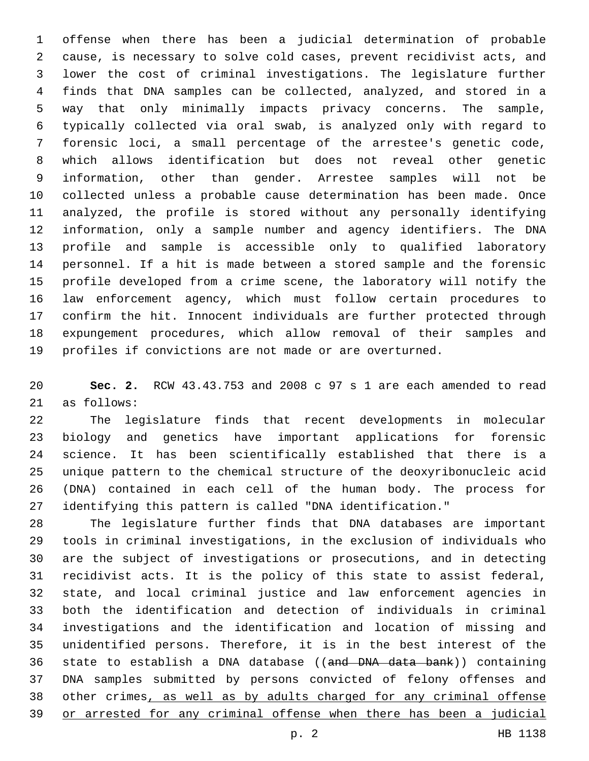offense when there has been a judicial determination of probable cause, is necessary to solve cold cases, prevent recidivist acts, and lower the cost of criminal investigations. The legislature further finds that DNA samples can be collected, analyzed, and stored in a way that only minimally impacts privacy concerns. The sample, typically collected via oral swab, is analyzed only with regard to forensic loci, a small percentage of the arrestee's genetic code, which allows identification but does not reveal other genetic information, other than gender. Arrestee samples will not be collected unless a probable cause determination has been made. Once analyzed, the profile is stored without any personally identifying information, only a sample number and agency identifiers. The DNA profile and sample is accessible only to qualified laboratory personnel. If a hit is made between a stored sample and the forensic profile developed from a crime scene, the laboratory will notify the law enforcement agency, which must follow certain procedures to confirm the hit. Innocent individuals are further protected through expungement procedures, which allow removal of their samples and profiles if convictions are not made or are overturned.

**Sec. 2.** RCW 43.43.753 and 2008 c 97 s 1 are each amended to read as follows:

The legislature finds that recent developments in molecular biology and genetics have important applications for forensic science. It has been scientifically established that there is a unique pattern to the chemical structure of the deoxyribonucleic acid (DNA) contained in each cell of the human body. The process for identifying this pattern is called "DNA identification."

The legislature further finds that DNA databases are important tools in criminal investigations, in the exclusion of individuals who are the subject of investigations or prosecutions, and in detecting recidivist acts. It is the policy of this state to assist federal, state, and local criminal justice and law enforcement agencies in both the identification and detection of individuals in criminal investigations and the identification and location of missing and unidentified persons. Therefore, it is in the best interest of the state to establish a DNA database ((~~and DNA data bank~~)) containing DNA samples submitted by persons convicted of felony offenses and other crimes<u>, as well as by adults charged for any criminal offense or arrested for any criminal offense when there has been a judicial</u>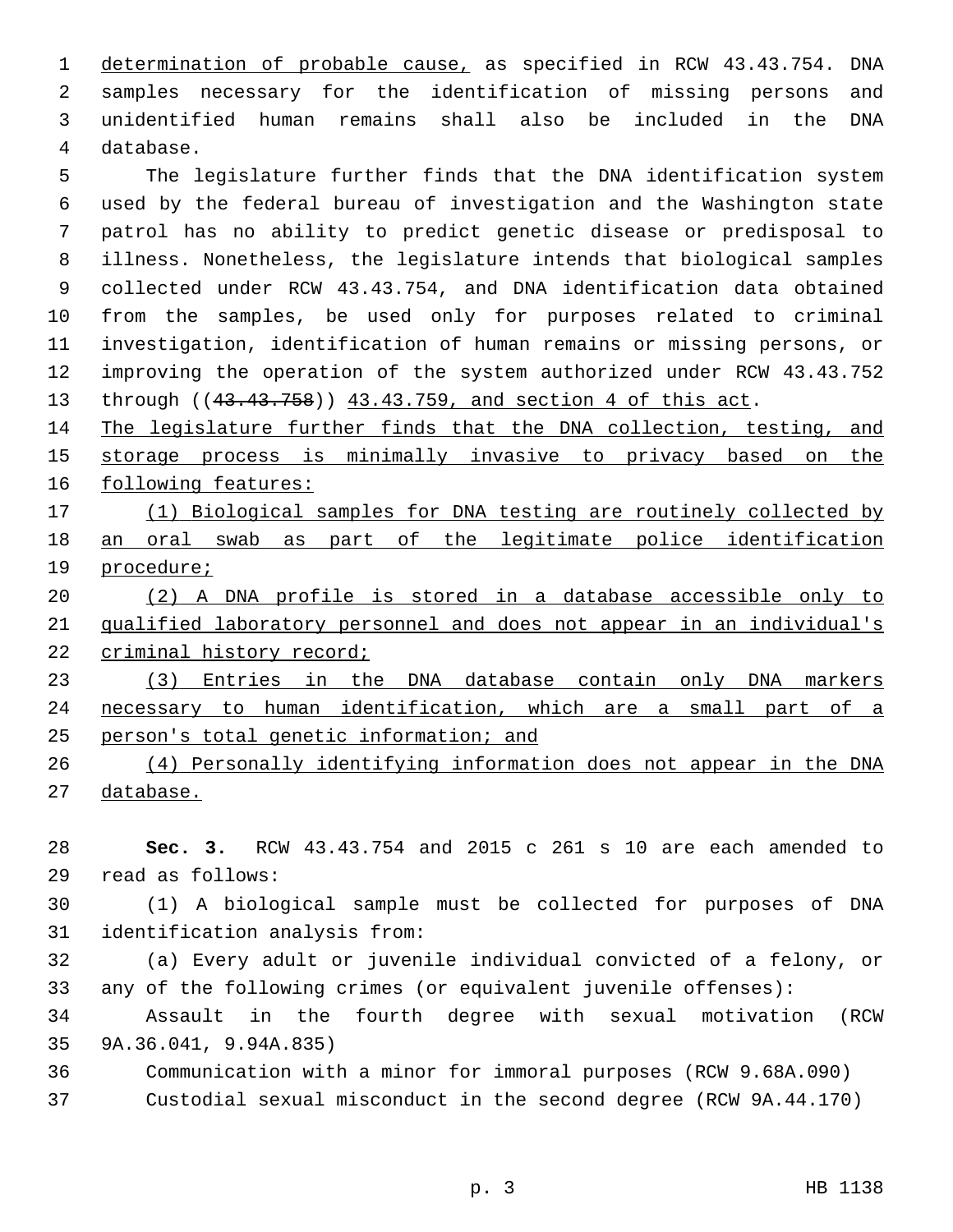determination of probable cause, as specified in RCW 43.43.754. DNA samples necessary for the identification of missing persons and unidentified human remains shall also be included in the DNA database.

The legislature further finds that the DNA identification system used by the federal bureau of investigation and the Washington state patrol has no ability to predict genetic disease or predisposal to illness. Nonetheless, the legislature intends that biological samples collected under RCW 43.43.754, and DNA identification data obtained from the samples, be used only for purposes related to criminal investigation, identification of human remains or missing persons, or improving the operation of the system authorized under RCW 43.43.752 through ((~~43.43.758~~)) 43.43.759, and section 4 of this act.

The legislature further finds that the DNA collection, testing, and storage process is minimally invasive to privacy based on the following features:

(1) Biological samples for DNA testing are routinely collected by an oral swab as part of the legitimate police identification procedure;

(2) A DNA profile is stored in a database accessible only to qualified laboratory personnel and does not appear in an individual's criminal history record;

(3) Entries in the DNA database contain only DNA markers necessary to human identification, which are a small part of a person's total genetic information; and

(4) Personally identifying information does not appear in the DNA database.

**Sec. 3.** RCW 43.43.754 and 2015 c 261 s 10 are each amended to read as follows:

(1) A biological sample must be collected for purposes of DNA identification analysis from:

(a) Every adult or juvenile individual convicted of a felony, or any of the following crimes (or equivalent juvenile offenses):

Assault in the fourth degree with sexual motivation (RCW 9A.36.041, 9.94A.835)

Communication with a minor for immoral purposes (RCW 9.68A.090)

Custodial sexual misconduct in the second degree (RCW 9A.44.170)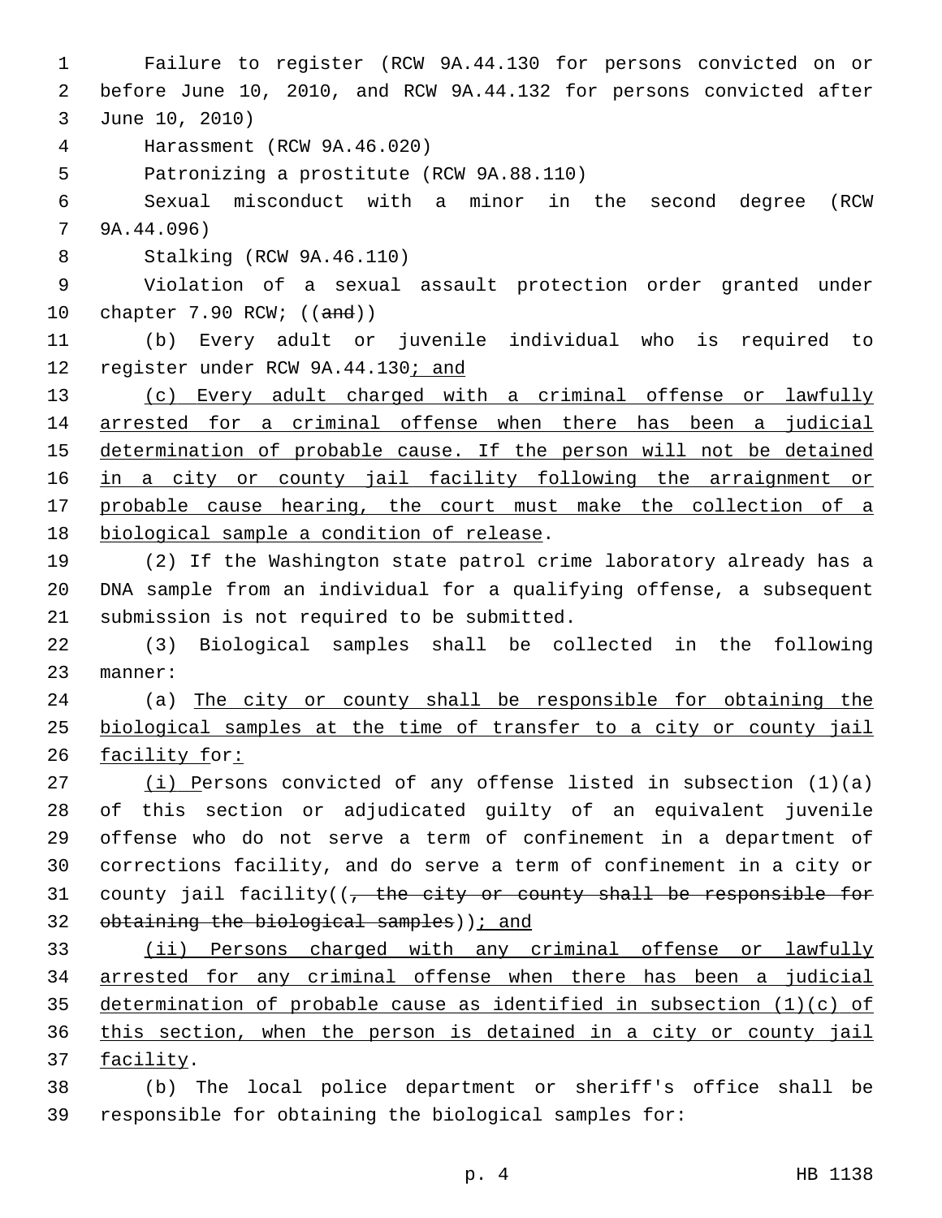Failure to register (RCW 9A.44.130 for persons convicted on or before June 10, 2010, and RCW 9A.44.132 for persons convicted after June 10, 2010)

Harassment (RCW 9A.46.020)

Patronizing a prostitute (RCW 9A.88.110)

Sexual misconduct with a minor in the second degree (RCW 9A.44.096)

Stalking (RCW 9A.46.110)

Violation of a sexual assault protection order granted under chapter 7.90 RCW; ((~~and~~))

(b) Every adult or juvenile individual who is required to register under RCW 9A.44.130<u>; and</u>

<u>(c) Every adult charged with a criminal offense or lawfully arrested for a criminal offense when there has been a judicial determination of probable cause. If the person will not be detained in a city or county jail facility following the arraignment or probable cause hearing, the court must make the collection of a biological sample a condition of release</u>.

(2) If the Washington state patrol crime laboratory already has a DNA sample from an individual for a qualifying offense, a subsequent submission is not required to be submitted.

(3) Biological samples shall be collected in the following manner:

(a) <u>The city or county shall be responsible for obtaining the biological samples at the time of transfer to a city or county jail facility for</u>:

<u>(i) P</u>ersons convicted of any offense listed in subsection (1)(a) of this section or adjudicated guilty of an equivalent juvenile offense who do not serve a term of confinement in a department of corrections facility, and do serve a term of confinement in a city or county jail facility((~~, the city or county shall be responsible for obtaining the biological samples~~))<u>; and</u>

<u>(ii) Persons charged with any criminal offense or lawfully arrested for any criminal offense when there has been a judicial determination of probable cause as identified in subsection (1)(c) of this section, when the person is detained in a city or county jail facility</u>.

(b) The local police department or sheriff's office shall be responsible for obtaining the biological samples for: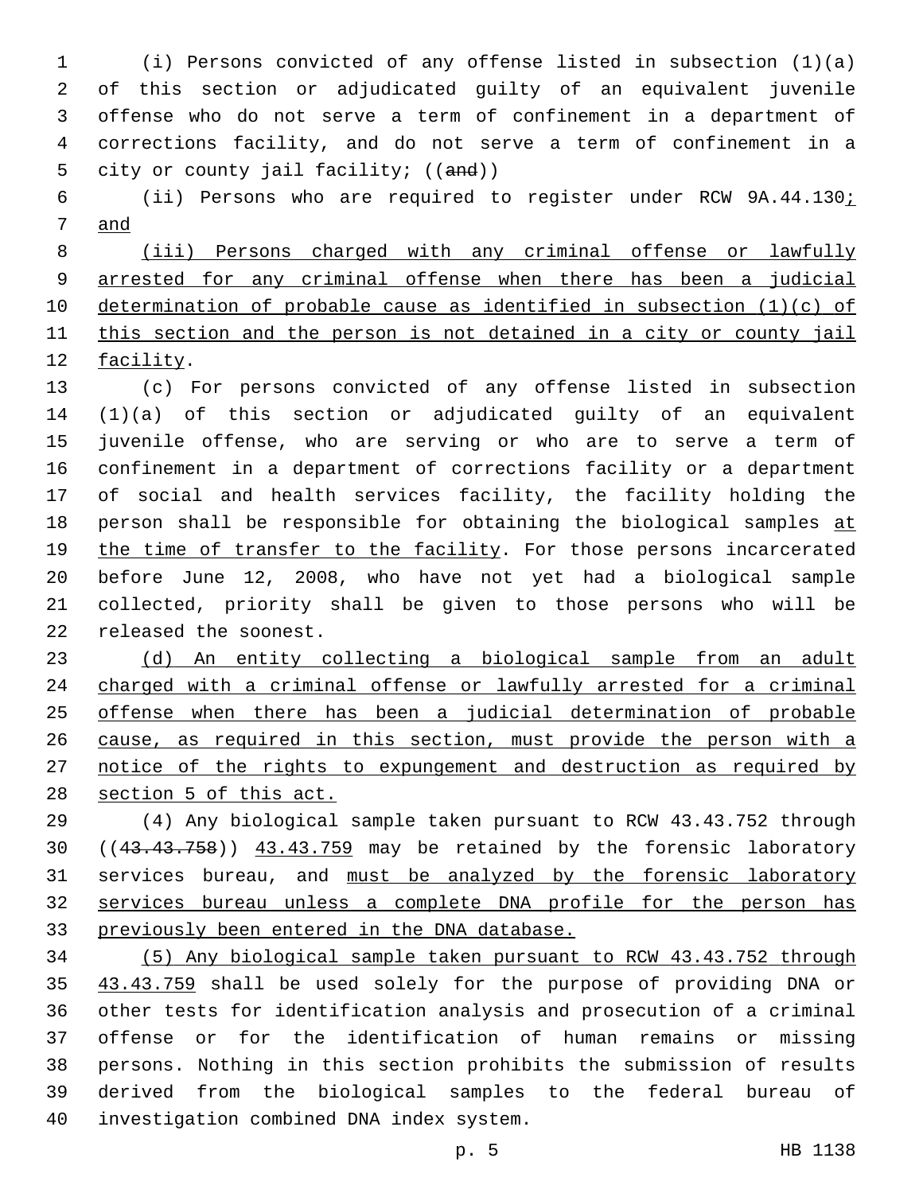(i) Persons convicted of any offense listed in subsection (1)(a) of this section or adjudicated guilty of an equivalent juvenile offense who do not serve a term of confinement in a department of corrections facility, and do not serve a term of confinement in a city or county jail facility; ((~~and~~))

(ii) Persons who are required to register under RCW 9A.44.130<u>; and</u>

<u>(iii) Persons charged with any criminal offense or lawfully arrested for any criminal offense when there has been a judicial determination of probable cause as identified in subsection (1)(c) of this section and the person is not detained in a city or county jail facility</u>.

(c) For persons convicted of any offense listed in subsection (1)(a) of this section or adjudicated guilty of an equivalent juvenile offense, who are serving or who are to serve a term of confinement in a department of corrections facility or a department of social and health services facility, the facility holding the person shall be responsible for obtaining the biological samples <u>at the time of transfer to the facility</u>. For those persons incarcerated before June 12, 2008, who have not yet had a biological sample collected, priority shall be given to those persons who will be released the soonest.

<u>(d) An entity collecting a biological sample from an adult charged with a criminal offense or lawfully arrested for a criminal offense when there has been a judicial determination of probable cause, as required in this section, must provide the person with a notice of the rights to expungement and destruction as required by section 5 of this act.</u>

(4) Any biological sample taken pursuant to RCW 43.43.752 through ((~~43.43.758~~)) <u>43.43.759</u> may be retained by the forensic laboratory services bureau, and <u>must be analyzed by the forensic laboratory services bureau unless a complete DNA profile for the person has previously been entered in the DNA database.</u>

<u>(5) Any biological sample taken pursuant to RCW 43.43.752 through 43.43.759</u> shall be used solely for the purpose of providing DNA or other tests for identification analysis and prosecution of a criminal offense or for the identification of human remains or missing persons. Nothing in this section prohibits the submission of results derived from the biological samples to the federal bureau of investigation combined DNA index system.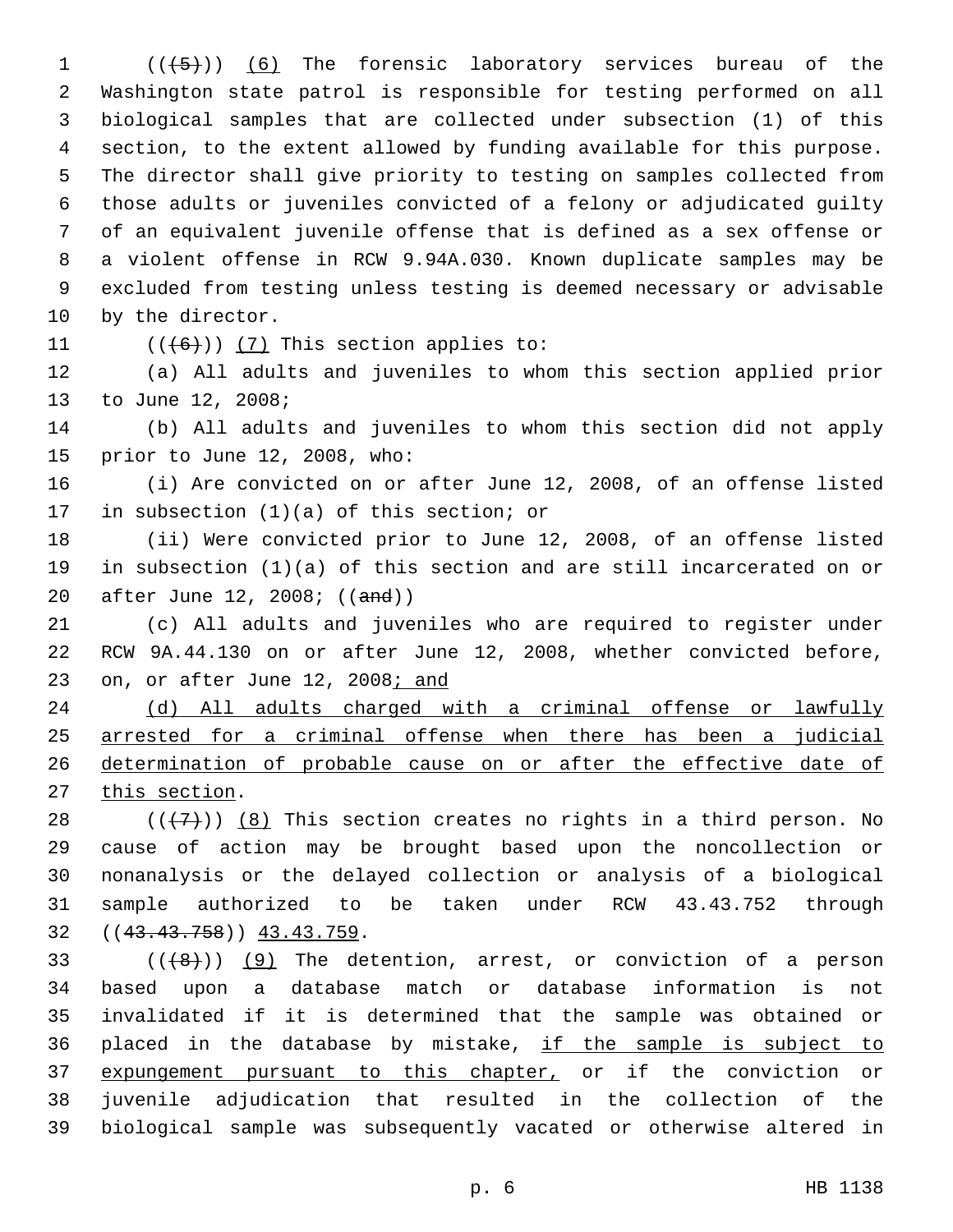(((5))) (6) The forensic laboratory services bureau of the Washington state patrol is responsible for testing performed on all biological samples that are collected under subsection (1) of this section, to the extent allowed by funding available for this purpose. The director shall give priority to testing on samples collected from those adults or juveniles convicted of a felony or adjudicated guilty of an equivalent juvenile offense that is defined as a sex offense or a violent offense in RCW 9.94A.030. Known duplicate samples may be excluded from testing unless testing is deemed necessary or advisable by the director.

(((6))) (7) This section applies to:

(a) All adults and juveniles to whom this section applied prior to June 12, 2008;

(b) All adults and juveniles to whom this section did not apply prior to June 12, 2008, who:

(i) Are convicted on or after June 12, 2008, of an offense listed in subsection (1)(a) of this section; or

(ii) Were convicted prior to June 12, 2008, of an offense listed in subsection (1)(a) of this section and are still incarcerated on or after June 12, 2008; ((and))

(c) All adults and juveniles who are required to register under RCW 9A.44.130 on or after June 12, 2008, whether convicted before, on, or after June 12, 2008; and

(d) All adults charged with a criminal offense or lawfully arrested for a criminal offense when there has been a judicial determination of probable cause on or after the effective date of this section.

(((7))) (8) This section creates no rights in a third person. No cause of action may be brought based upon the noncollection or nonanalysis or the delayed collection or analysis of a biological sample authorized to be taken under RCW 43.43.752 through ((43.43.758)) 43.43.759.

(((8))) (9) The detention, arrest, or conviction of a person based upon a database match or database information is not invalidated if it is determined that the sample was obtained or placed in the database by mistake, if the sample is subject to expungement pursuant to this chapter, or if the conviction or juvenile adjudication that resulted in the collection of the biological sample was subsequently vacated or otherwise altered in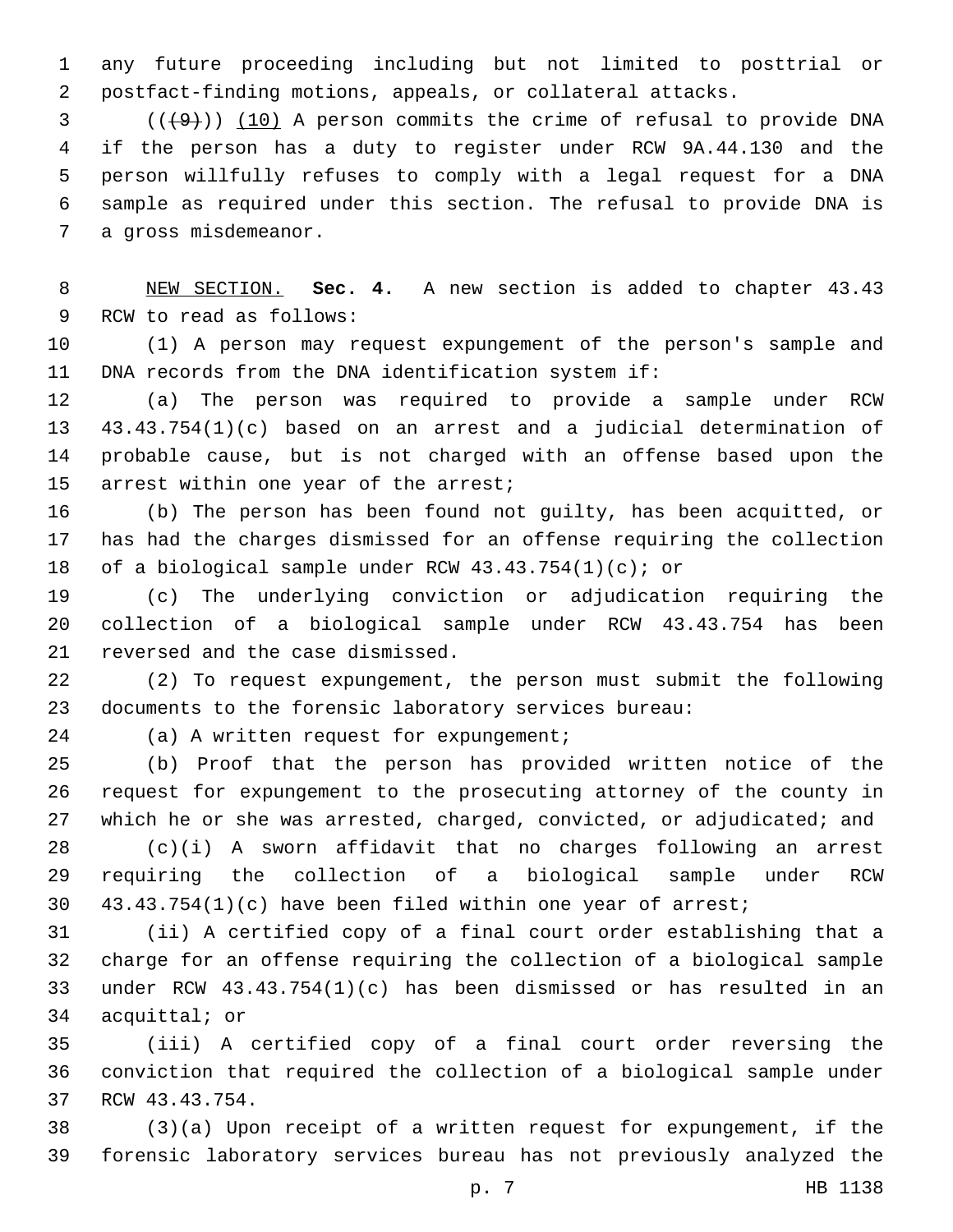any future proceeding including but not limited to posttrial or postfact-finding motions, appeals, or collateral attacks.

(((9))) (10) A person commits the crime of refusal to provide DNA if the person has a duty to register under RCW 9A.44.130 and the person willfully refuses to comply with a legal request for a DNA sample as required under this section. The refusal to provide DNA is a gross misdemeanor.

NEW SECTION. **Sec. 4.** A new section is added to chapter 43.43 RCW to read as follows:

(1) A person may request expungement of the person's sample and DNA records from the DNA identification system if:

(a) The person was required to provide a sample under RCW 43.43.754(1)(c) based on an arrest and a judicial determination of probable cause, but is not charged with an offense based upon the arrest within one year of the arrest;

(b) The person has been found not guilty, has been acquitted, or has had the charges dismissed for an offense requiring the collection of a biological sample under RCW 43.43.754(1)(c); or

(c) The underlying conviction or adjudication requiring the collection of a biological sample under RCW 43.43.754 has been reversed and the case dismissed.

(2) To request expungement, the person must submit the following documents to the forensic laboratory services bureau:

(a) A written request for expungement;

(b) Proof that the person has provided written notice of the request for expungement to the prosecuting attorney of the county in which he or she was arrested, charged, convicted, or adjudicated; and

(c)(i) A sworn affidavit that no charges following an arrest requiring the collection of a biological sample under RCW 43.43.754(1)(c) have been filed within one year of arrest;

(ii) A certified copy of a final court order establishing that a charge for an offense requiring the collection of a biological sample under RCW 43.43.754(1)(c) has been dismissed or has resulted in an acquittal; or

(iii) A certified copy of a final court order reversing the conviction that required the collection of a biological sample under RCW 43.43.754.

(3)(a) Upon receipt of a written request for expungement, if the forensic laboratory services bureau has not previously analyzed the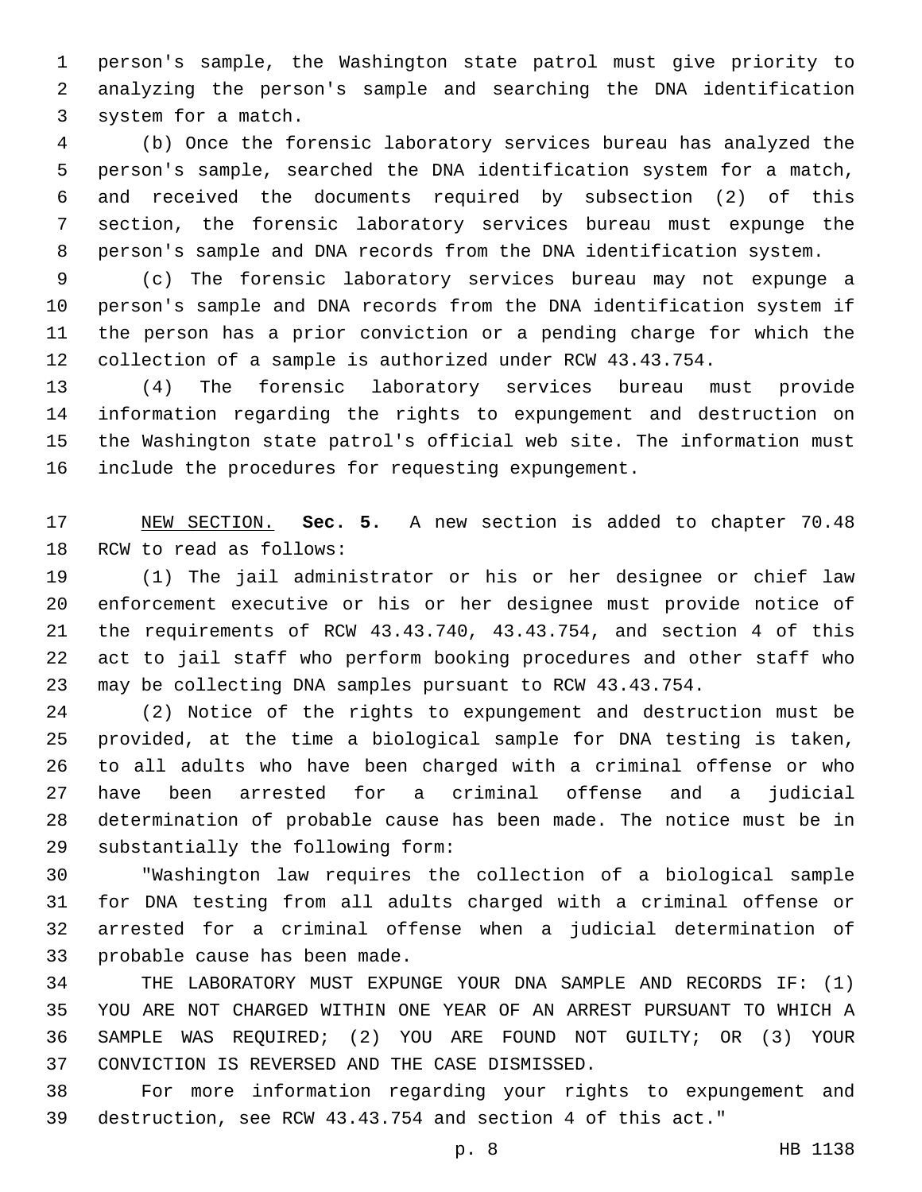person's sample, the Washington state patrol must give priority to analyzing the person's sample and searching the DNA identification system for a match.

(b) Once the forensic laboratory services bureau has analyzed the person's sample, searched the DNA identification system for a match, and received the documents required by subsection (2) of this section, the forensic laboratory services bureau must expunge the person's sample and DNA records from the DNA identification system.

(c) The forensic laboratory services bureau may not expunge a person's sample and DNA records from the DNA identification system if the person has a prior conviction or a pending charge for which the collection of a sample is authorized under RCW 43.43.754.

(4) The forensic laboratory services bureau must provide information regarding the rights to expungement and destruction on the Washington state patrol's official web site. The information must include the procedures for requesting expungement.

NEW SECTION. **Sec. 5.** A new section is added to chapter 70.48 RCW to read as follows:

(1) The jail administrator or his or her designee or chief law enforcement executive or his or her designee must provide notice of the requirements of RCW 43.43.740, 43.43.754, and section 4 of this act to jail staff who perform booking procedures and other staff who may be collecting DNA samples pursuant to RCW 43.43.754.

(2) Notice of the rights to expungement and destruction must be provided, at the time a biological sample for DNA testing is taken, to all adults who have been charged with a criminal offense or who have been arrested for a criminal offense and a judicial determination of probable cause has been made. The notice must be in substantially the following form:

"Washington law requires the collection of a biological sample for DNA testing from all adults charged with a criminal offense or arrested for a criminal offense when a judicial determination of probable cause has been made.

THE LABORATORY MUST EXPUNGE YOUR DNA SAMPLE AND RECORDS IF: (1) YOU ARE NOT CHARGED WITHIN ONE YEAR OF AN ARREST PURSUANT TO WHICH A SAMPLE WAS REQUIRED; (2) YOU ARE FOUND NOT GUILTY; OR (3) YOUR CONVICTION IS REVERSED AND THE CASE DISMISSED.

For more information regarding your rights to expungement and destruction, see RCW 43.43.754 and section 4 of this act."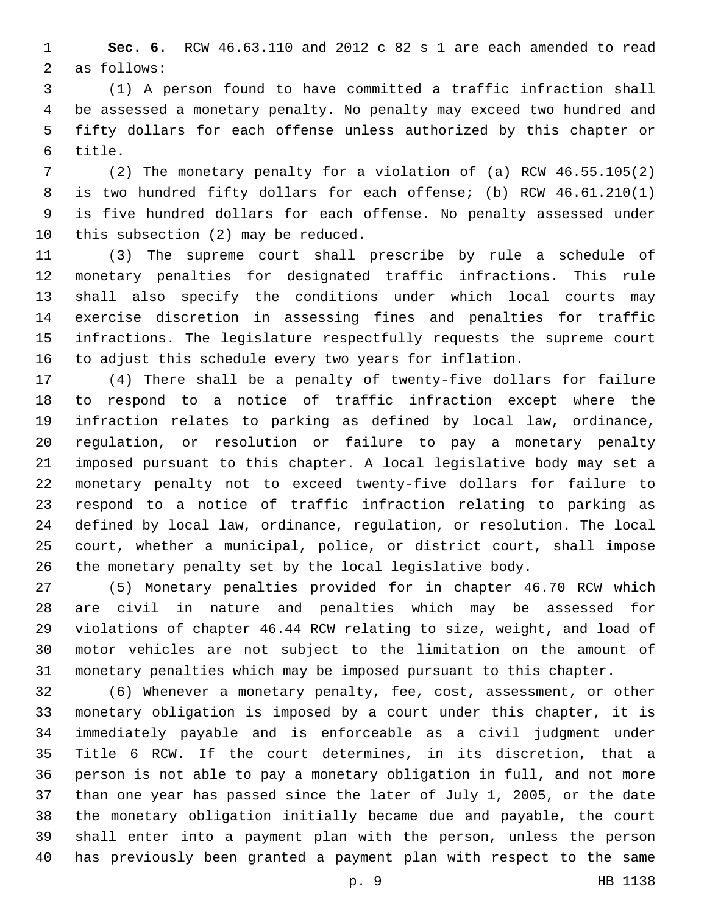**Sec. 6.** RCW 46.63.110 and 2012 c 82 s 1 are each amended to read as follows:

(1) A person found to have committed a traffic infraction shall be assessed a monetary penalty. No penalty may exceed two hundred and fifty dollars for each offense unless authorized by this chapter or title.

(2) The monetary penalty for a violation of (a) RCW 46.55.105(2) is two hundred fifty dollars for each offense; (b) RCW 46.61.210(1) is five hundred dollars for each offense. No penalty assessed under this subsection (2) may be reduced.

(3) The supreme court shall prescribe by rule a schedule of monetary penalties for designated traffic infractions. This rule shall also specify the conditions under which local courts may exercise discretion in assessing fines and penalties for traffic infractions. The legislature respectfully requests the supreme court to adjust this schedule every two years for inflation.

(4) There shall be a penalty of twenty-five dollars for failure to respond to a notice of traffic infraction except where the infraction relates to parking as defined by local law, ordinance, regulation, or resolution or failure to pay a monetary penalty imposed pursuant to this chapter. A local legislative body may set a monetary penalty not to exceed twenty-five dollars for failure to respond to a notice of traffic infraction relating to parking as defined by local law, ordinance, regulation, or resolution. The local court, whether a municipal, police, or district court, shall impose the monetary penalty set by the local legislative body.

(5) Monetary penalties provided for in chapter 46.70 RCW which are civil in nature and penalties which may be assessed for violations of chapter 46.44 RCW relating to size, weight, and load of motor vehicles are not subject to the limitation on the amount of monetary penalties which may be imposed pursuant to this chapter.

(6) Whenever a monetary penalty, fee, cost, assessment, or other monetary obligation is imposed by a court under this chapter, it is immediately payable and is enforceable as a civil judgment under Title 6 RCW. If the court determines, in its discretion, that a person is not able to pay a monetary obligation in full, and not more than one year has passed since the later of July 1, 2005, or the date the monetary obligation initially became due and payable, the court shall enter into a payment plan with the person, unless the person has previously been granted a payment plan with respect to the same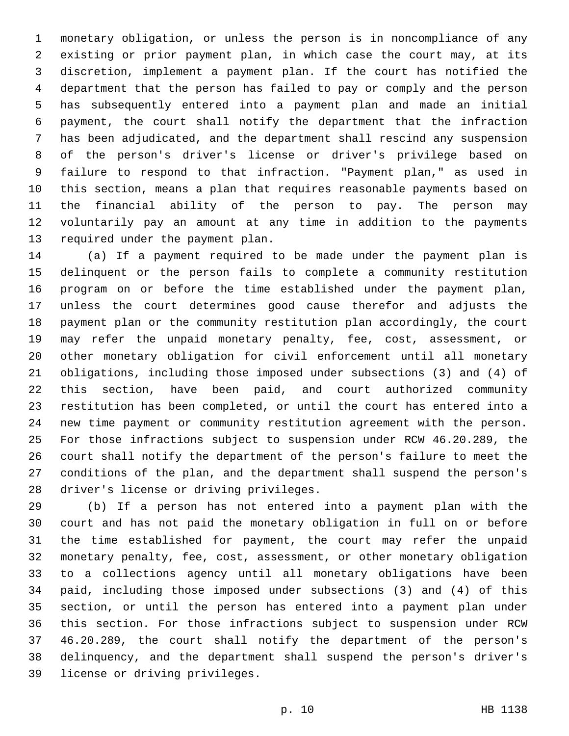monetary obligation, or unless the person is in noncompliance of any existing or prior payment plan, in which case the court may, at its discretion, implement a payment plan. If the court has notified the department that the person has failed to pay or comply and the person has subsequently entered into a payment plan and made an initial payment, the court shall notify the department that the infraction has been adjudicated, and the department shall rescind any suspension of the person's driver's license or driver's privilege based on failure to respond to that infraction. "Payment plan," as used in this section, means a plan that requires reasonable payments based on the financial ability of the person to pay. The person may voluntarily pay an amount at any time in addition to the payments required under the payment plan.

(a) If a payment required to be made under the payment plan is delinquent or the person fails to complete a community restitution program on or before the time established under the payment plan, unless the court determines good cause therefor and adjusts the payment plan or the community restitution plan accordingly, the court may refer the unpaid monetary penalty, fee, cost, assessment, or other monetary obligation for civil enforcement until all monetary obligations, including those imposed under subsections (3) and (4) of this section, have been paid, and court authorized community restitution has been completed, or until the court has entered into a new time payment or community restitution agreement with the person. For those infractions subject to suspension under RCW 46.20.289, the court shall notify the department of the person's failure to meet the conditions of the plan, and the department shall suspend the person's driver's license or driving privileges.

(b) If a person has not entered into a payment plan with the court and has not paid the monetary obligation in full on or before the time established for payment, the court may refer the unpaid monetary penalty, fee, cost, assessment, or other monetary obligation to a collections agency until all monetary obligations have been paid, including those imposed under subsections (3) and (4) of this section, or until the person has entered into a payment plan under this section. For those infractions subject to suspension under RCW 46.20.289, the court shall notify the department of the person's delinquency, and the department shall suspend the person's driver's license or driving privileges.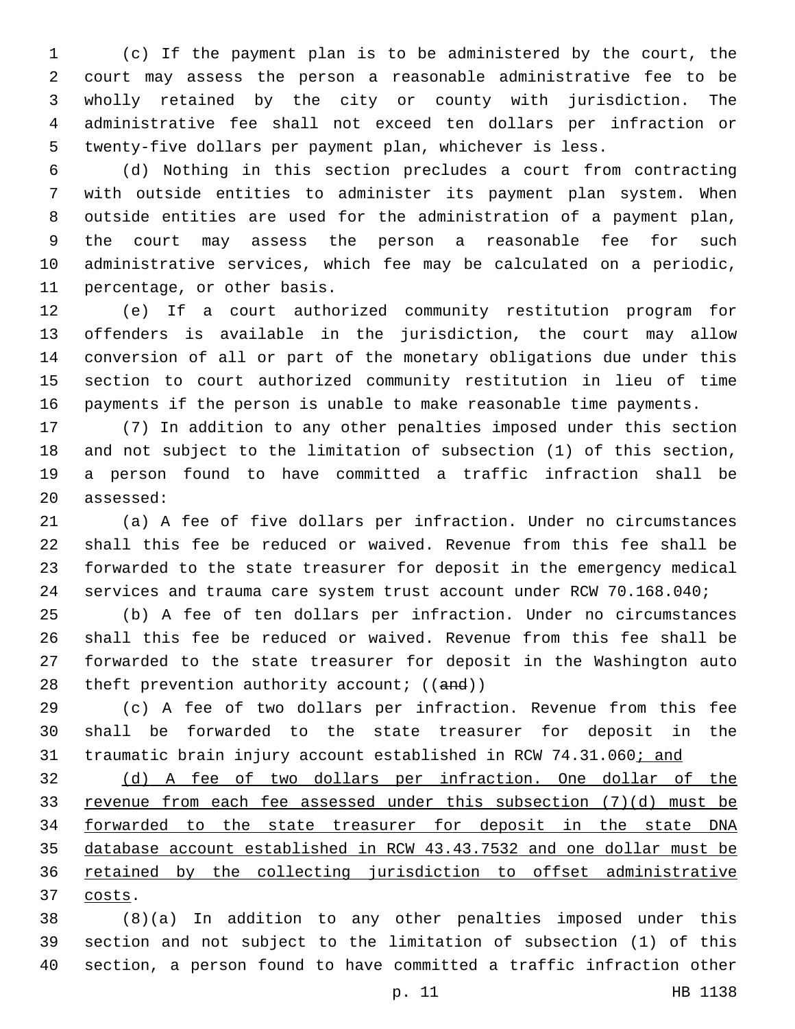(c) If the payment plan is to be administered by the court, the court may assess the person a reasonable administrative fee to be wholly retained by the city or county with jurisdiction. The administrative fee shall not exceed ten dollars per infraction or twenty-five dollars per payment plan, whichever is less.

(d) Nothing in this section precludes a court from contracting with outside entities to administer its payment plan system. When outside entities are used for the administration of a payment plan, the court may assess the person a reasonable fee for such administrative services, which fee may be calculated on a periodic, percentage, or other basis.

(e) If a court authorized community restitution program for offenders is available in the jurisdiction, the court may allow conversion of all or part of the monetary obligations due under this section to court authorized community restitution in lieu of time payments if the person is unable to make reasonable time payments.

(7) In addition to any other penalties imposed under this section and not subject to the limitation of subsection (1) of this section, a person found to have committed a traffic infraction shall be assessed:

(a) A fee of five dollars per infraction. Under no circumstances shall this fee be reduced or waived. Revenue from this fee shall be forwarded to the state treasurer for deposit in the emergency medical services and trauma care system trust account under RCW 70.168.040;

(b) A fee of ten dollars per infraction. Under no circumstances shall this fee be reduced or waived. Revenue from this fee shall be forwarded to the state treasurer for deposit in the Washington auto theft prevention authority account; ((~~and~~))

(c) A fee of two dollars per infraction. Revenue from this fee shall be forwarded to the state treasurer for deposit in the traumatic brain injury account established in RCW 74.31.060<u>; and</u>

<u>(d) A fee of two dollars per infraction. One dollar of the revenue from each fee assessed under this subsection (7)(d) must be forwarded to the state treasurer for deposit in the state DNA database account established in RCW 43.43.7532 and one dollar must be retained by the collecting jurisdiction to offset administrative costs</u>.

(8)(a) In addition to any other penalties imposed under this section and not subject to the limitation of subsection (1) of this section, a person found to have committed a traffic infraction other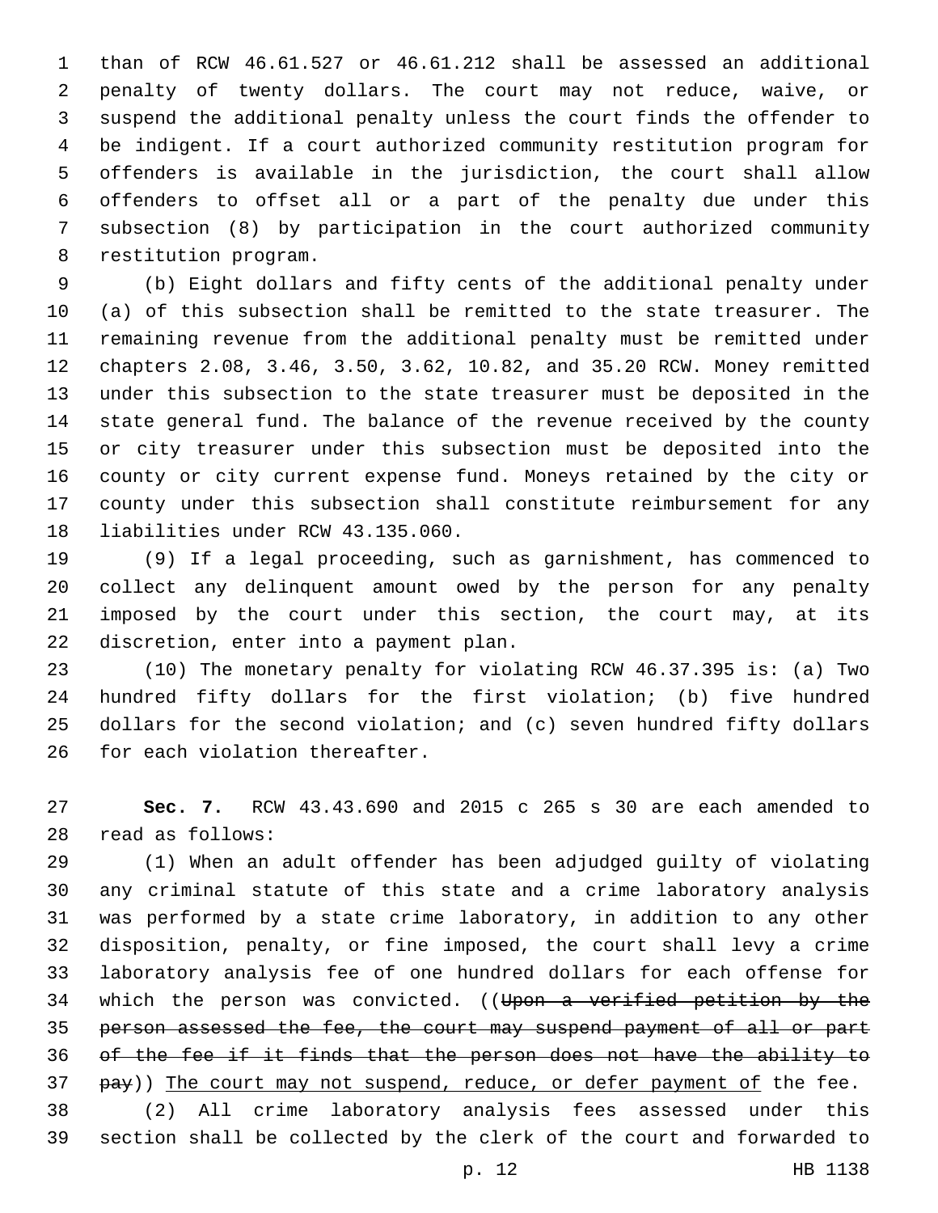than of RCW 46.61.527 or 46.61.212 shall be assessed an additional penalty of twenty dollars. The court may not reduce, waive, or suspend the additional penalty unless the court finds the offender to be indigent. If a court authorized community restitution program for offenders is available in the jurisdiction, the court shall allow offenders to offset all or a part of the penalty due under this subsection (8) by participation in the court authorized community restitution program.

(b) Eight dollars and fifty cents of the additional penalty under (a) of this subsection shall be remitted to the state treasurer. The remaining revenue from the additional penalty must be remitted under chapters 2.08, 3.46, 3.50, 3.62, 10.82, and 35.20 RCW. Money remitted under this subsection to the state treasurer must be deposited in the state general fund. The balance of the revenue received by the county or city treasurer under this subsection must be deposited into the county or city current expense fund. Moneys retained by the city or county under this subsection shall constitute reimbursement for any liabilities under RCW 43.135.060.

(9) If a legal proceeding, such as garnishment, has commenced to collect any delinquent amount owed by the person for any penalty imposed by the court under this section, the court may, at its discretion, enter into a payment plan.

(10) The monetary penalty for violating RCW 46.37.395 is: (a) Two hundred fifty dollars for the first violation; (b) five hundred dollars for the second violation; and (c) seven hundred fifty dollars for each violation thereafter.

**Sec. 7.** RCW 43.43.690 and 2015 c 265 s 30 are each amended to read as follows:

(1) When an adult offender has been adjudged guilty of violating any criminal statute of this state and a crime laboratory analysis was performed by a state crime laboratory, in addition to any other disposition, penalty, or fine imposed, the court shall levy a crime laboratory analysis fee of one hundred dollars for each offense for which the person was convicted. ((~~Upon a verified petition by the person assessed the fee, the court may suspend payment of all or part of the fee if it finds that the person does not have the ability to pay~~)) The court may not suspend, reduce, or defer payment of the fee.

(2) All crime laboratory analysis fees assessed under this section shall be collected by the clerk of the court and forwarded to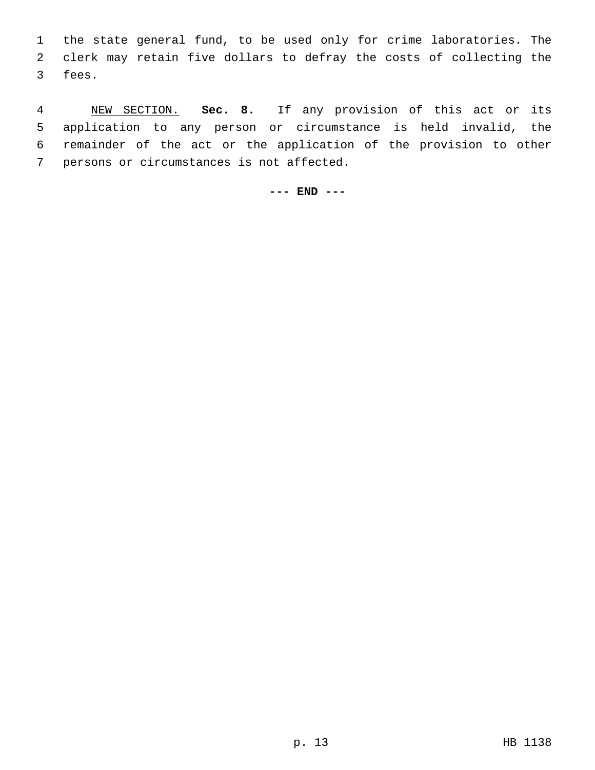the state general fund, to be used only for crime laboratories. The clerk may retain five dollars to defray the costs of collecting the fees.

NEW SECTION. **Sec. 8.** If any provision of this act or its application to any person or circumstance is held invalid, the remainder of the act or the application of the provision to other persons or circumstances is not affected.

**--- END ---**